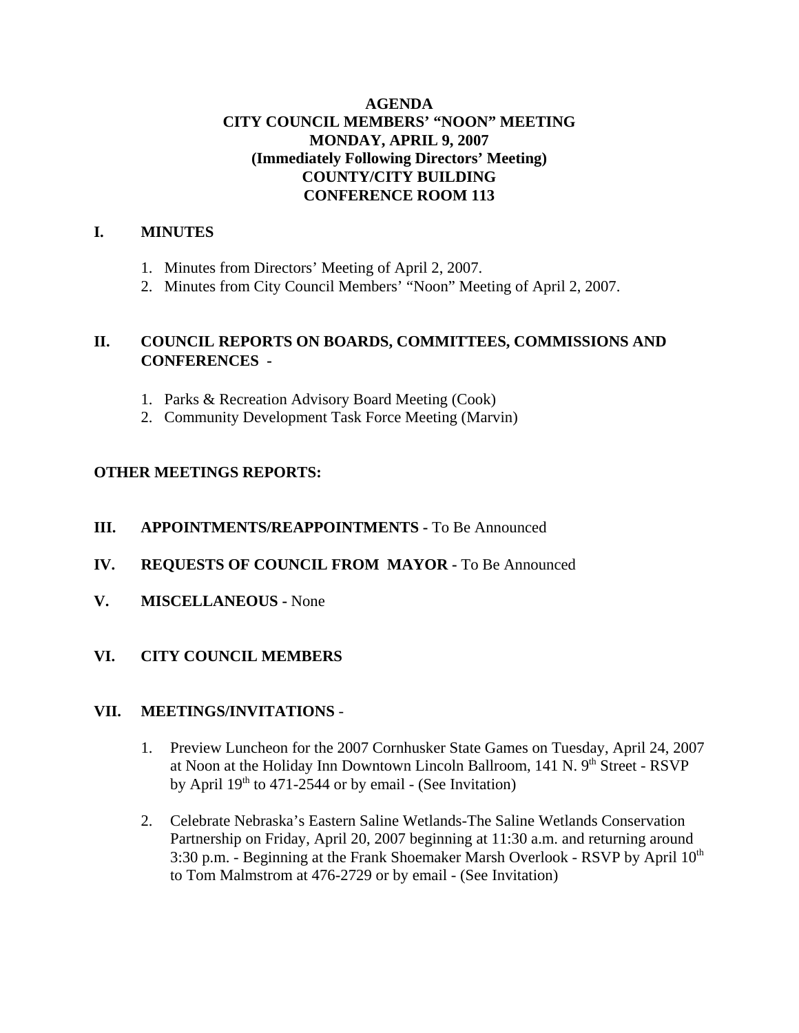# AGENDA
# CITY COUNCIL MEMBERS' "NOON" MEETING
# MONDAY, APRIL 9, 2007
# (Immediately Following Directors' Meeting)
# COUNTY/CITY BUILDING
# CONFERENCE ROOM 113

## I. MINUTES

1. Minutes from Directors' Meeting of April 2, 2007.
2. Minutes from City Council Members' "Noon" Meeting of April 2, 2007.

## II. COUNCIL REPORTS ON BOARDS, COMMITTEES, COMMISSIONS AND CONFERENCES -

1. Parks & Recreation Advisory Board Meeting (Cook)
2. Community Development Task Force Meeting (Marvin)

**OTHER MEETINGS REPORTS:**

## III. APPOINTMENTS/REAPPOINTMENTS - To Be Announced

## IV. REQUESTS OF COUNCIL FROM MAYOR - To Be Announced

## V. MISCELLANEOUS - None

## VI. CITY COUNCIL MEMBERS

## VII. MEETINGS/INVITATIONS -

1. Preview Luncheon for the 2007 Cornhusker State Games on Tuesday, April 24, 2007 at Noon at the Holiday Inn Downtown Lincoln Ballroom, 141 N. 9th Street - RSVP by April 19th to 471-2544 or by email - (See Invitation)

2. Celebrate Nebraska's Eastern Saline Wetlands-The Saline Wetlands Conservation Partnership on Friday, April 20, 2007 beginning at 11:30 a.m. and returning around 3:30 p.m. - Beginning at the Frank Shoemaker Marsh Overlook - RSVP by April 10th to Tom Malmstrom at 476-2729 or by email - (See Invitation)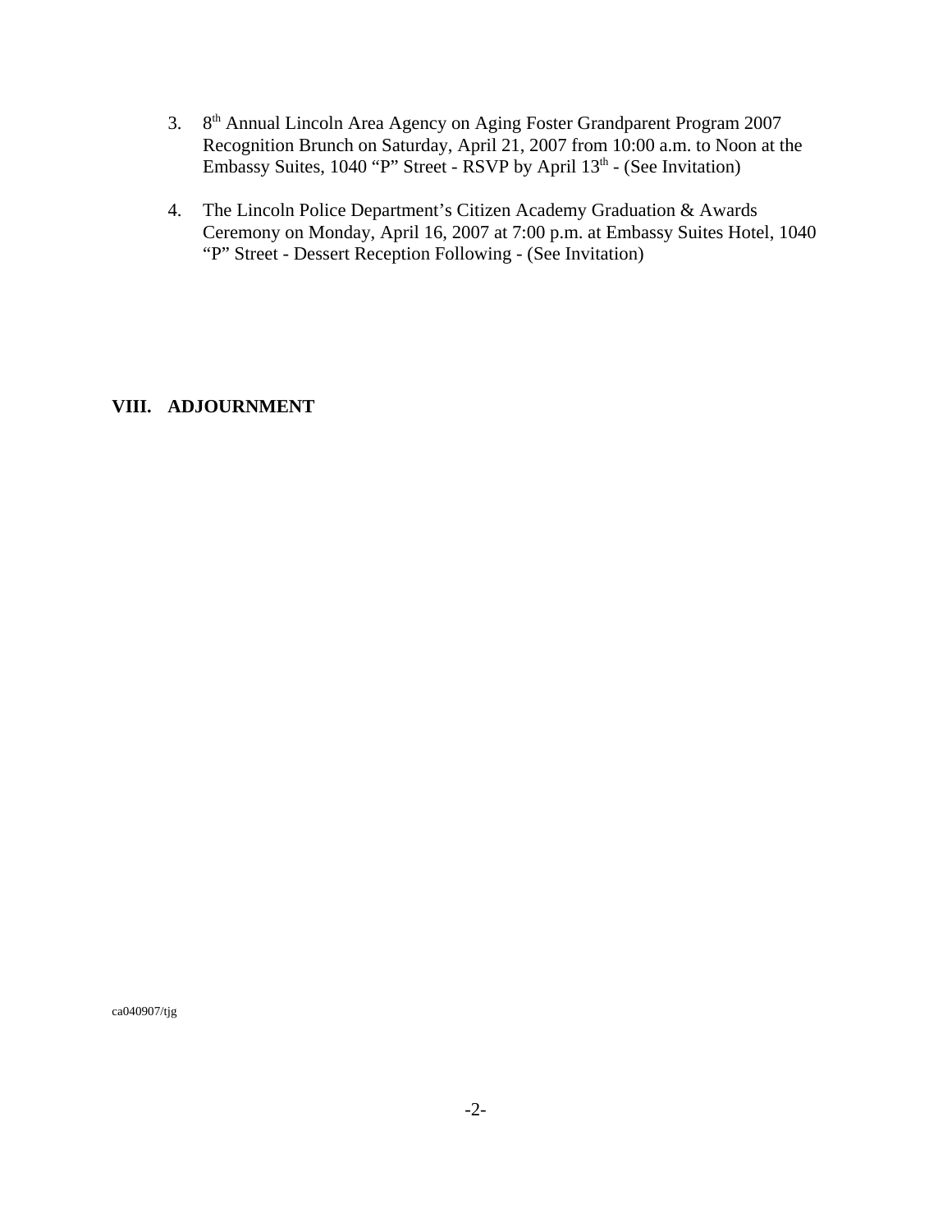3. 8th Annual Lincoln Area Agency on Aging Foster Grandparent Program 2007 Recognition Brunch on Saturday, April 21, 2007 from 10:00 a.m. to Noon at the Embassy Suites, 1040 “P” Street - RSVP by April 13th - (See Invitation)

4. The Lincoln Police Department’s Citizen Academy Graduation & Awards Ceremony on Monday, April 16, 2007 at 7:00 p.m. at Embassy Suites Hotel, 1040 “P” Street - Dessert Reception Following - (See Invitation)

## VIII. ADJOURNMENT

ca040907/tjg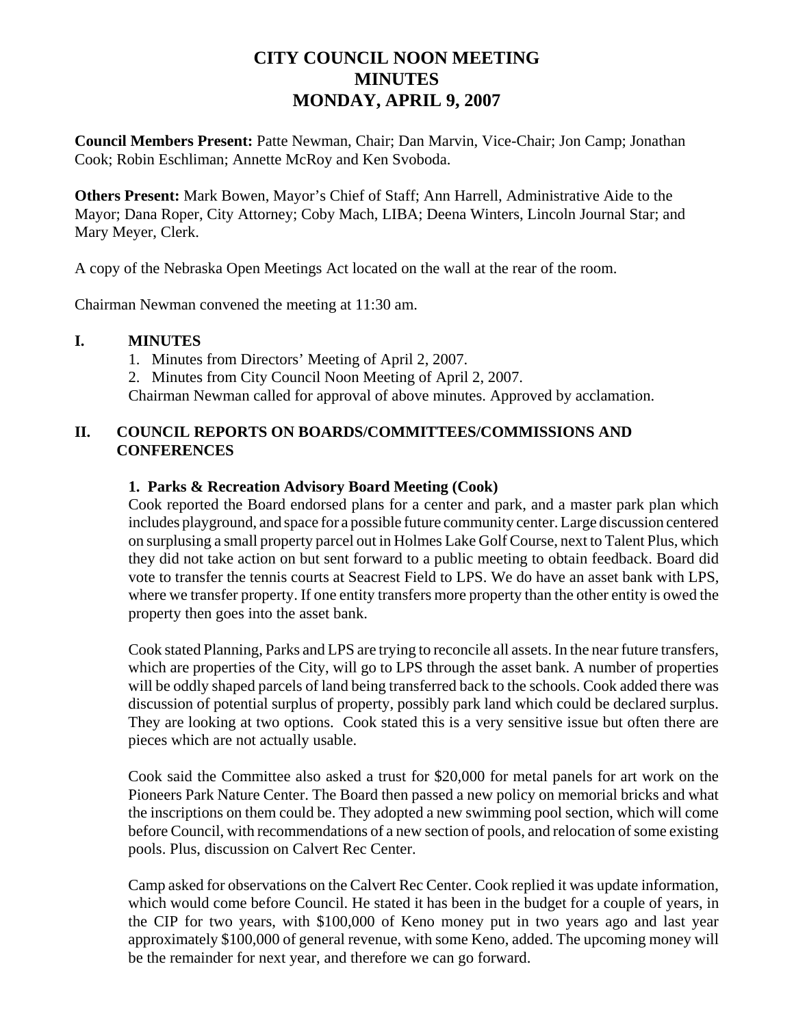# CITY COUNCIL NOON MEETING
# MINUTES
# MONDAY, APRIL 9, 2007

**Council Members Present:** Patte Newman, Chair; Dan Marvin, Vice-Chair; Jon Camp; Jonathan Cook; Robin Eschliman; Annette McRoy and Ken Svoboda.

**Others Present:** Mark Bowen, Mayor's Chief of Staff; Ann Harrell, Administrative Aide to the Mayor; Dana Roper, City Attorney; Coby Mach, LIBA; Deena Winters, Lincoln Journal Star; and Mary Meyer, Clerk.

A copy of the Nebraska Open Meetings Act located on the wall at the rear of the room.

Chairman Newman convened the meeting at 11:30 am.

## I. MINUTES

1. Minutes from Directors' Meeting of April 2, 2007.
2. Minutes from City Council Noon Meeting of April 2, 2007.

Chairman Newman called for approval of above minutes. Approved by acclamation.

## II. COUNCIL REPORTS ON BOARDS/COMMITTEES/COMMISSIONS AND CONFERENCES

### 1. Parks & Recreation Advisory Board Meeting (Cook)

Cook reported the Board endorsed plans for a center and park, and a master park plan which includes playground, and space for a possible future community center. Large discussion centered on surplusing a small property parcel out in Holmes Lake Golf Course, next to Talent Plus, which they did not take action on but sent forward to a public meeting to obtain feedback. Board did vote to transfer the tennis courts at Seacrest Field to LPS. We do have an asset bank with LPS, where we transfer property. If one entity transfers more property than the other entity is owed the property then goes into the asset bank.

Cook stated Planning, Parks and LPS are trying to reconcile all assets. In the near future transfers, which are properties of the City, will go to LPS through the asset bank. A number of properties will be oddly shaped parcels of land being transferred back to the schools. Cook added there was discussion of potential surplus of property, possibly park land which could be declared surplus. They are looking at two options. Cook stated this is a very sensitive issue but often there are pieces which are not actually usable.

Cook said the Committee also asked a trust for $20,000 for metal panels for art work on the Pioneers Park Nature Center. The Board then passed a new policy on memorial bricks and what the inscriptions on them could be. They adopted a new swimming pool section, which will come before Council, with recommendations of a new section of pools, and relocation of some existing pools. Plus, discussion on Calvert Rec Center.

Camp asked for observations on the Calvert Rec Center. Cook replied it was update information, which would come before Council. He stated it has been in the budget for a couple of years, in the CIP for two years, with $100,000 of Keno money put in two years ago and last year approximately $100,000 of general revenue, with some Keno, added. The upcoming money will be the remainder for next year, and therefore we can go forward.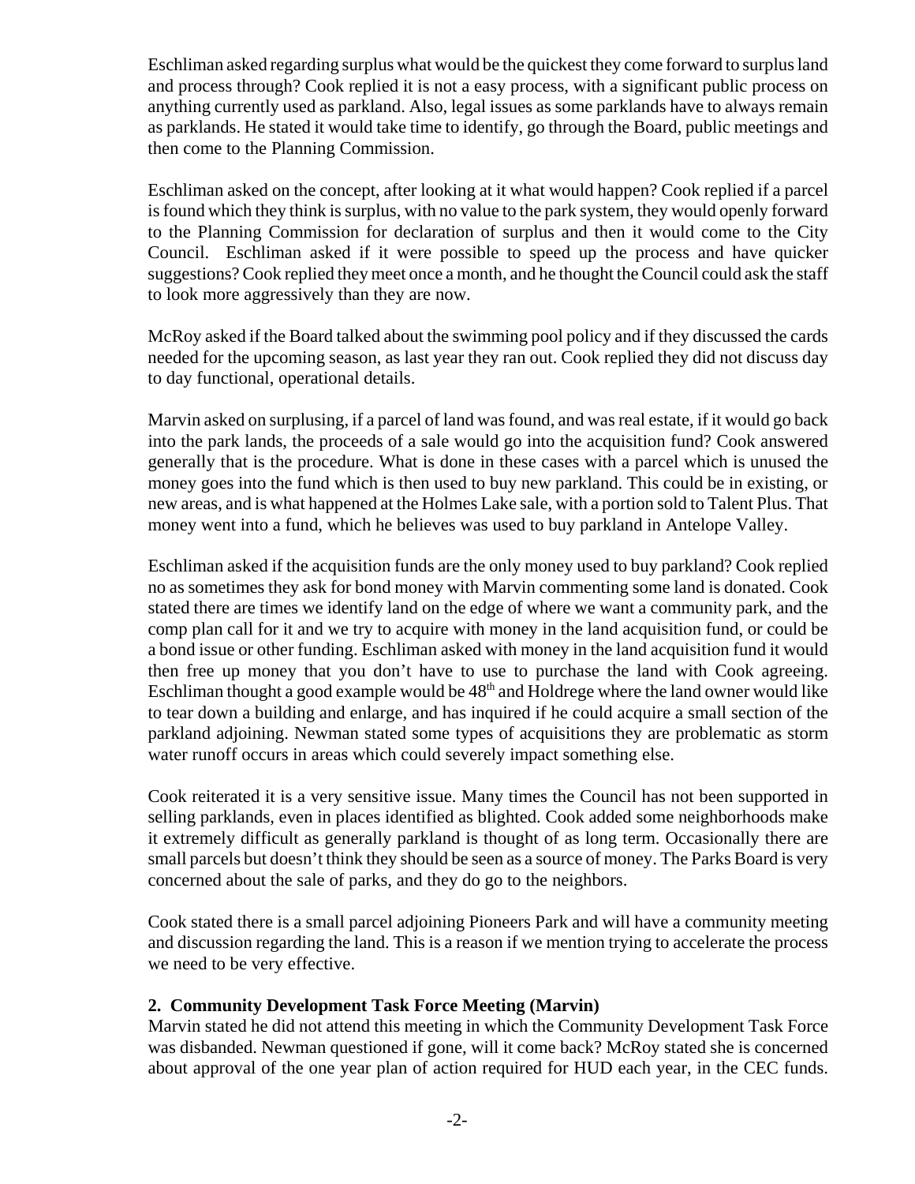Eschliman asked regarding surplus what would be the quickest they come forward to surplus land and process through? Cook replied it is not a easy process, with a significant public process on anything currently used as parkland. Also, legal issues as some parklands have to always remain as parklands. He stated it would take time to identify, go through the Board, public meetings and then come to the Planning Commission.

Eschliman asked on the concept, after looking at it what would happen? Cook replied if a parcel is found which they think is surplus, with no value to the park system, they would openly forward to the Planning Commission for declaration of surplus and then it would come to the City Council. Eschliman asked if it were possible to speed up the process and have quicker suggestions? Cook replied they meet once a month, and he thought the Council could ask the staff to look more aggressively than they are now.

McRoy asked if the Board talked about the swimming pool policy and if they discussed the cards needed for the upcoming season, as last year they ran out. Cook replied they did not discuss day to day functional, operational details.

Marvin asked on surplusing, if a parcel of land was found, and was real estate, if it would go back into the park lands, the proceeds of a sale would go into the acquisition fund? Cook answered generally that is the procedure. What is done in these cases with a parcel which is unused the money goes into the fund which is then used to buy new parkland. This could be in existing, or new areas, and is what happened at the Holmes Lake sale, with a portion sold to Talent Plus. That money went into a fund, which he believes was used to buy parkland in Antelope Valley.

Eschliman asked if the acquisition funds are the only money used to buy parkland? Cook replied no as sometimes they ask for bond money with Marvin commenting some land is donated. Cook stated there are times we identify land on the edge of where we want a community park, and the comp plan call for it and we try to acquire with money in the land acquisition fund, or could be a bond issue or other funding. Eschliman asked with money in the land acquisition fund it would then free up money that you don't have to use to purchase the land with Cook agreeing. Eschliman thought a good example would be 48th and Holdrege where the land owner would like to tear down a building and enlarge, and has inquired if he could acquire a small section of the parkland adjoining. Newman stated some types of acquisitions they are problematic as storm water runoff occurs in areas which could severely impact something else.

Cook reiterated it is a very sensitive issue. Many times the Council has not been supported in selling parklands, even in places identified as blighted. Cook added some neighborhoods make it extremely difficult as generally parkland is thought of as long term. Occasionally there are small parcels but doesn't think they should be seen as a source of money. The Parks Board is very concerned about the sale of parks, and they do go to the neighbors.

Cook stated there is a small parcel adjoining Pioneers Park and will have a community meeting and discussion regarding the land. This is a reason if we mention trying to accelerate the process we need to be very effective.

**2. Community Development Task Force Meeting (Marvin)**
Marvin stated he did not attend this meeting in which the Community Development Task Force was disbanded. Newman questioned if gone, will it come back? McRoy stated she is concerned about approval of the one year plan of action required for HUD each year, in the CEC funds.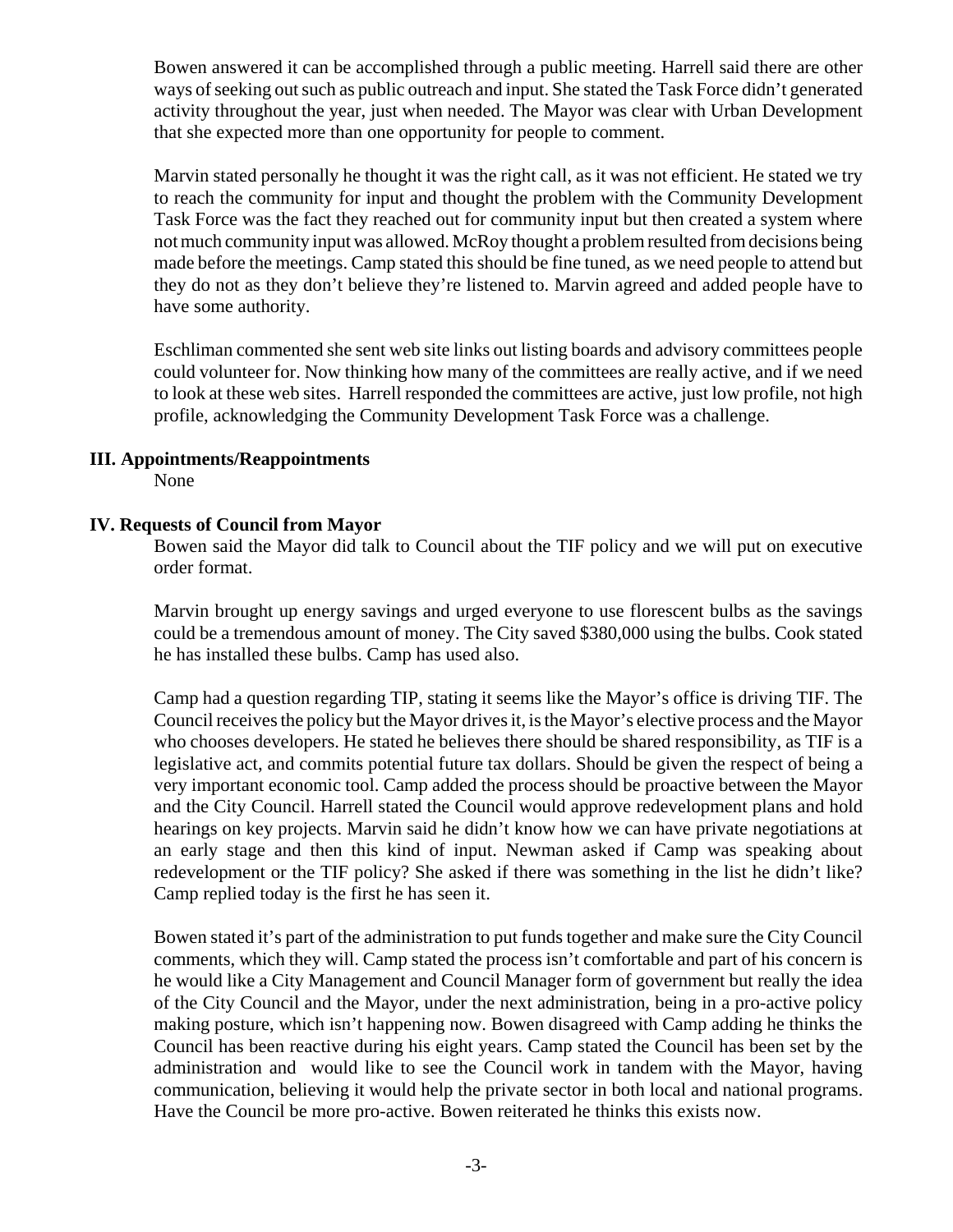Bowen answered it can be accomplished through a public meeting. Harrell said there are other ways of seeking out such as public outreach and input. She stated the Task Force didn't generated activity throughout the year, just when needed. The Mayor was clear with Urban Development that she expected more than one opportunity for people to comment.

Marvin stated personally he thought it was the right call, as it was not efficient. He stated we try to reach the community for input and thought the problem with the Community Development Task Force was the fact they reached out for community input but then created a system where not much community input was allowed. McRoy thought a problem resulted from decisions being made before the meetings. Camp stated this should be fine tuned, as we need people to attend but they do not as they don't believe they're listened to. Marvin agreed and added people have to have some authority.

Eschliman commented she sent web site links out listing boards and advisory committees people could volunteer for. Now thinking how many of the committees are really active, and if we need to look at these web sites. Harrell responded the committees are active, just low profile, not high profile, acknowledging the Community Development Task Force was a challenge.

**III. Appointments/Reappointments**

None

**IV. Requests of Council from Mayor**

Bowen said the Mayor did talk to Council about the TIF policy and we will put on executive order format.

Marvin brought up energy savings and urged everyone to use florescent bulbs as the savings could be a tremendous amount of money. The City saved $380,000 using the bulbs. Cook stated he has installed these bulbs. Camp has used also.

Camp had a question regarding TIP, stating it seems like the Mayor's office is driving TIF. The Council receives the policy but the Mayor drives it, is the Mayor's elective process and the Mayor who chooses developers. He stated he believes there should be shared responsibility, as TIF is a legislative act, and commits potential future tax dollars. Should be given the respect of being a very important economic tool. Camp added the process should be proactive between the Mayor and the City Council. Harrell stated the Council would approve redevelopment plans and hold hearings on key projects. Marvin said he didn't know how we can have private negotiations at an early stage and then this kind of input. Newman asked if Camp was speaking about redevelopment or the TIF policy? She asked if there was something in the list he didn't like? Camp replied today is the first he has seen it.

Bowen stated it's part of the administration to put funds together and make sure the City Council comments, which they will. Camp stated the process isn't comfortable and part of his concern is he would like a City Management and Council Manager form of government but really the idea of the City Council and the Mayor, under the next administration, being in a pro-active policy making posture, which isn't happening now. Bowen disagreed with Camp adding he thinks the Council has been reactive during his eight years. Camp stated the Council has been set by the administration and would like to see the Council work in tandem with the Mayor, having communication, believing it would help the private sector in both local and national programs. Have the Council be more pro-active. Bowen reiterated he thinks this exists now.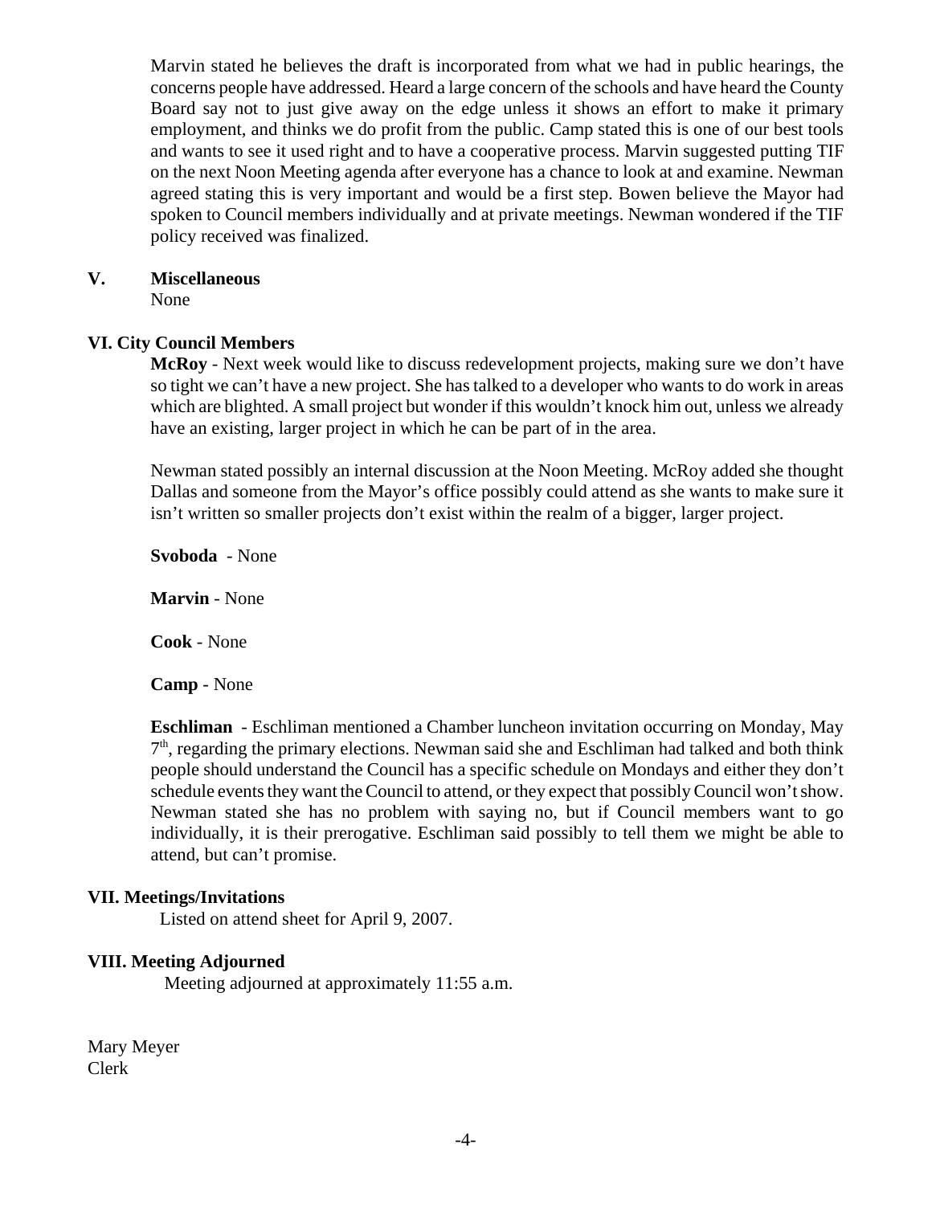Marvin stated he believes the draft is incorporated from what we had in public hearings, the concerns people have addressed. Heard a large concern of the schools and have heard the County Board say not to just give away on the edge unless it shows an effort to make it primary employment, and thinks we do profit from the public. Camp stated this is one of our best tools and wants to see it used right and to have a cooperative process. Marvin suggested putting TIF on the next Noon Meeting agenda after everyone has a chance to look at and examine. Newman agreed stating this is very important and would be a first step. Bowen believe the Mayor had spoken to Council members individually and at private meetings. Newman wondered if the TIF policy received was finalized.

## V. Miscellaneous

None

## VI. City Council Members

**McRoy** - Next week would like to discuss redevelopment projects, making sure we don't have so tight we can't have a new project. She has talked to a developer who wants to do work in areas which are blighted. A small project but wonder if this wouldn't knock him out, unless we already have an existing, larger project in which he can be part of in the area.

Newman stated possibly an internal discussion at the Noon Meeting. McRoy added she thought Dallas and someone from the Mayor's office possibly could attend as she wants to make sure it isn't written so smaller projects don't exist within the realm of a bigger, larger project.

**Svoboda** - None

**Marvin** - None

**Cook** - None

**Camp** - None

**Eschliman** - Eschliman mentioned a Chamber luncheon invitation occurring on Monday, May 7th, regarding the primary elections. Newman said she and Eschliman had talked and both think people should understand the Council has a specific schedule on Mondays and either they don't schedule events they want the Council to attend, or they expect that possibly Council won't show. Newman stated she has no problem with saying no, but if Council members want to go individually, it is their prerogative. Eschliman said possibly to tell them we might be able to attend, but can't promise.

## VII. Meetings/Invitations

Listed on attend sheet for April 9, 2007.

## VIII. Meeting Adjourned

Meeting adjourned at approximately 11:55 a.m.

Mary Meyer
Clerk